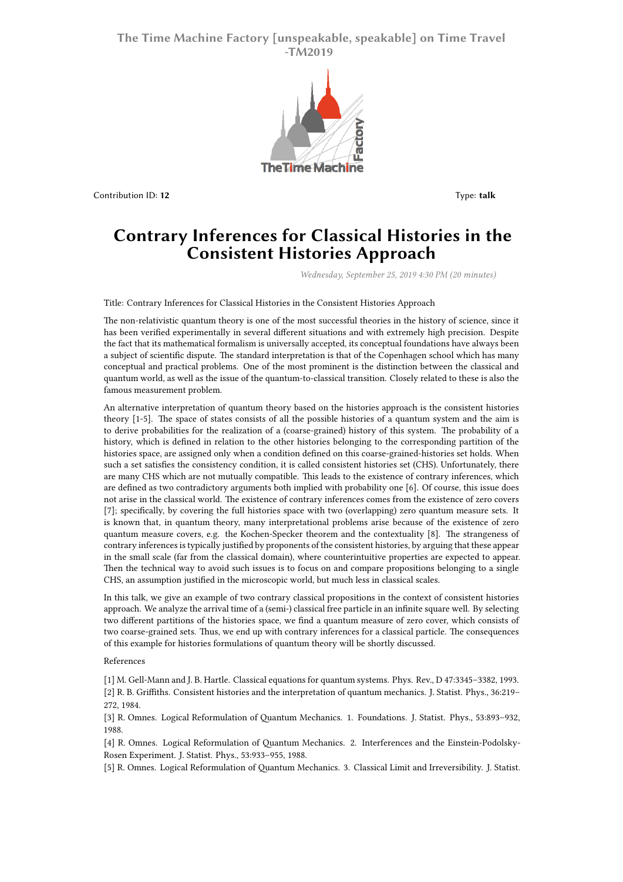Contribution ID: **12** Type: **talk**

# Contrary Inferences for Classical Histories in the Consistent Histories Approach

*Wednesday, September 25, 2019 4:30 PM (20 minutes)*

Title: Contrary Inferences for Classical Histories in the Consistent Histories Approach

The non-relativistic quantum theory is one of the most successful theories in the history of science, since it has been verified experimentally in several different situations and with extremely high precision. Despite the fact that its mathematical formalism is universally accepted, its conceptual foundations have always been a subject of scientific dispute. The standard interpretation is that of the Copenhagen school which has many conceptual and practical problems. One of the most prominent is the distinction between the classical and quantum world, as well as the issue of the quantum-to-classical transition. Closely related to these is also the famous measurement problem.

An alternative interpretation of quantum theory based on the histories approach is the consistent histories theory [1-5]. The space of states consists of all the possible histories of a quantum system and the aim is to derive probabilities for the realization of a (coarse-grained) history of this system. The probability of a history, which is defined in relation to the other histories belonging to the corresponding partition of the histories space, are assigned only when a condition defined on this coarse-grained-histories set holds. When such a set satisfies the consistency condition, it is called consistent histories set (CHS). Unfortunately, there are many CHS which are not mutually compatible. This leads to the existence of contrary inferences, which are defined as two contradictory arguments both implied with probability one [6]. Of course, this issue does not arise in the classical world. The existence of contrary inferences comes from the existence of zero covers [7]; specifically, by covering the full histories space with two (overlapping) zero quantum measure sets. It is known that, in quantum theory, many interpretational problems arise because of the existence of zero quantum measure covers, e.g. the Kochen-Specker theorem and the contextuality [8]. The strangeness of contrary inferences is typically justified by proponents of the consistent histories, by arguing that these appear in the small scale (far from the classical domain), where counterintuitive properties are expected to appear. Then the technical way to avoid such issues is to focus on and compare propositions belonging to a single CHS, an assumption justified in the microscopic world, but much less in classical scales.

In this talk, we give an example of two contrary classical propositions in the context of consistent histories approach. We analyze the arrival time of a (semi-) classical free particle in an infinite square well. By selecting two different partitions of the histories space, we find a quantum measure of zero cover, which consists of two coarse-grained sets. Thus, we end up with contrary inferences for a classical particle. The consequences of this example for histories formulations of quantum theory will be shortly discussed.

References

[1] M. Gell-Mann and J. B. Hartle. Classical equations for quantum systems. Phys. Rev., D 47:3345–3382, 1993.
[2] R. B. Griffiths. Consistent histories and the interpretation of quantum mechanics. J. Statist. Phys., 36:219–272, 1984.
[3] R. Omnes. Logical Reformulation of Quantum Mechanics. 1. Foundations. J. Statist. Phys., 53:893–932, 1988.
[4] R. Omnes. Logical Reformulation of Quantum Mechanics. 2. Interferences and the Einstein-Podolsky-Rosen Experiment. J. Statist. Phys., 53:933–955, 1988.
[5] R. Omnes. Logical Reformulation of Quantum Mechanics. 3. Classical Limit and Irreversibility. J. Statist.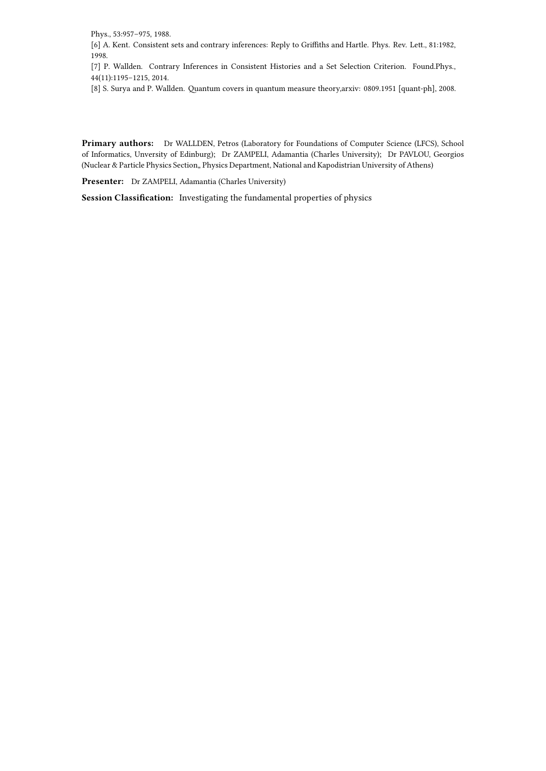Phys., 53:957–975, 1988.

[6] A. Kent. Consistent sets and contrary inferences: Reply to Griffiths and Hartle. Phys. Rev. Lett., 81:1982, 1998.

[7] P. Wallden. Contrary Inferences in Consistent Histories and a Set Selection Criterion. Found.Phys., 44(11):1195–1215, 2014.

[8] S. Surya and P. Wallden. Quantum covers in quantum measure theory,arxiv: 0809.1951 [quant-ph], 2008.

**Primary authors:** Dr WALLDEN, Petros (Laboratory for Foundations of Computer Science (LFCS), School of Informatics, Unversity of Edinburg); Dr ZAMPELI, Adamantia (Charles University); Dr PAVLOU, Georgios (Nuclear & Particle Physics Section,, Physics Department, National and Kapodistrian University of Athens)

**Presenter:** Dr ZAMPELI, Adamantia (Charles University)

**Session Classification:** Investigating the fundamental properties of physics